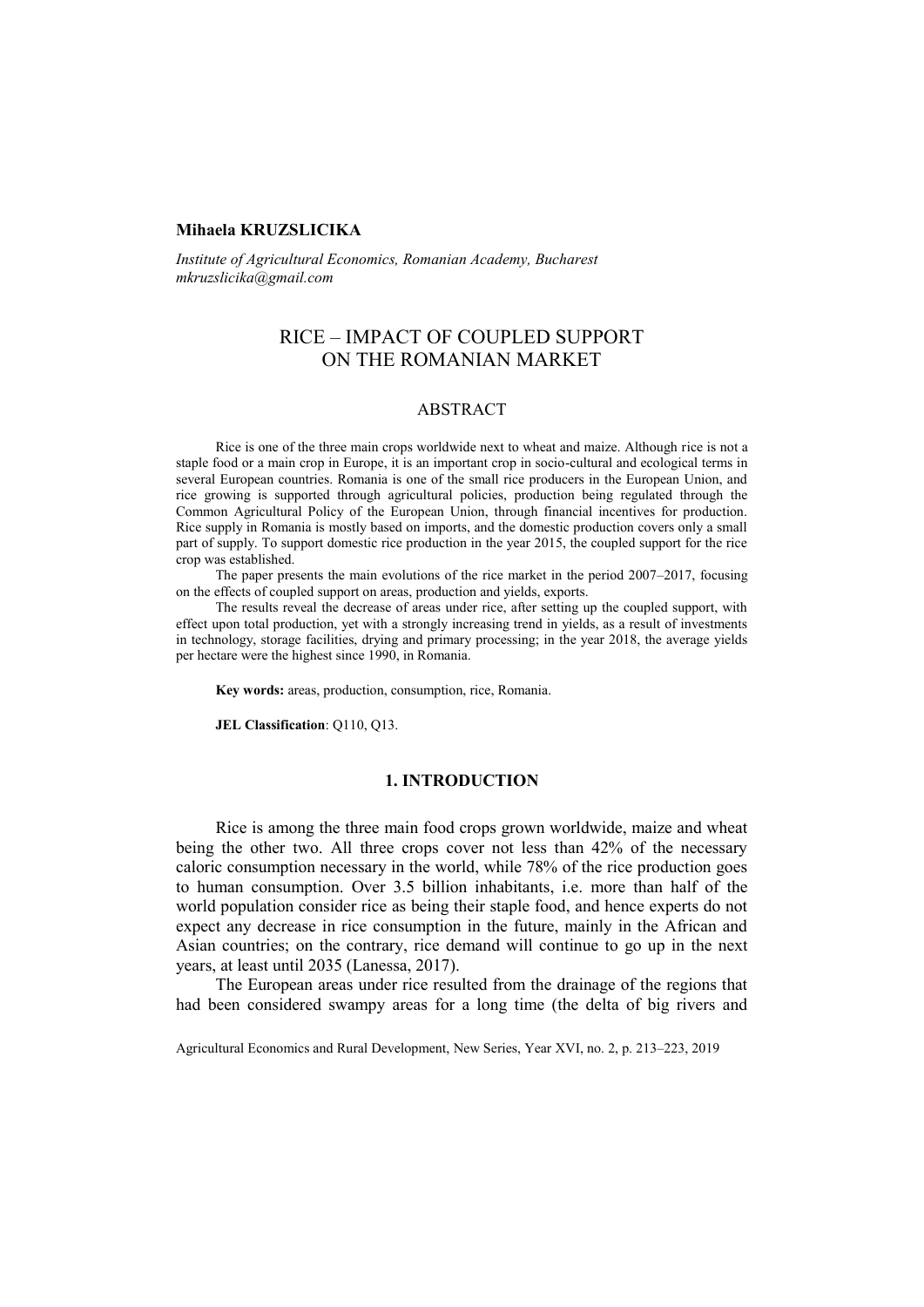**Mihaela KRUZSLICIKA**

*Institute of Agricultural Economics, Romanian Academy, Bucharest*
*mkruzslicika@gmail.com*

# RICE – IMPACT OF COUPLED SUPPORT ON THE ROMANIAN MARKET

## ABSTRACT

Rice is one of the three main crops worldwide next to wheat and maize. Although rice is not a staple food or a main crop in Europe, it is an important crop in socio-cultural and ecological terms in several European countries. Romania is one of the small rice producers in the European Union, and rice growing is supported through agricultural policies, production being regulated through the Common Agricultural Policy of the European Union, through financial incentives for production. Rice supply in Romania is mostly based on imports, and the domestic production covers only a small part of supply. To support domestic rice production in the year 2015, the coupled support for the rice crop was established.

The paper presents the main evolutions of the rice market in the period 2007–2017, focusing on the effects of coupled support on areas, production and yields, exports.

The results reveal the decrease of areas under rice, after setting up the coupled support, with effect upon total production, yet with a strongly increasing trend in yields, as a result of investments in technology, storage facilities, drying and primary processing; in the year 2018, the average yields per hectare were the highest since 1990, in Romania.

**Key words:** areas, production, consumption, rice, Romania.

**JEL Classification**: Q110, Q13.

## 1. INTRODUCTION

Rice is among the three main food crops grown worldwide, maize and wheat being the other two. All three crops cover not less than 42% of the necessary caloric consumption necessary in the world, while 78% of the rice production goes to human consumption. Over 3.5 billion inhabitants, i.e. more than half of the world population consider rice as being their staple food, and hence experts do not expect any decrease in rice consumption in the future, mainly in the African and Asian countries; on the contrary, rice demand will continue to go up in the next years, at least until 2035 (Lanessa, 2017).

The European areas under rice resulted from the drainage of the regions that had been considered swampy areas for a long time (the delta of big rivers and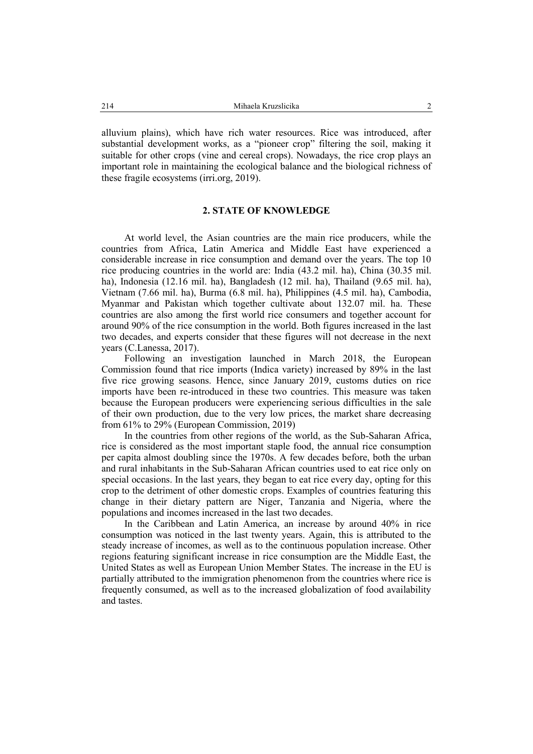alluvium plains), which have rich water resources. Rice was introduced, after substantial development works, as a "pioneer crop" filtering the soil, making it suitable for other crops (vine and cereal crops). Nowadays, the rice crop plays an important role in maintaining the ecological balance and the biological richness of these fragile ecosystems (irri.org, 2019).

## 2. STATE OF KNOWLEDGE

At world level, the Asian countries are the main rice producers, while the countries from Africa, Latin America and Middle East have experienced a considerable increase in rice consumption and demand over the years. The top 10 rice producing countries in the world are: India (43.2 mil. ha), China (30.35 mil. ha), Indonesia (12.16 mil. ha), Bangladesh (12 mil. ha), Thailand (9.65 mil. ha), Vietnam (7.66 mil. ha), Burma (6.8 mil. ha), Philippines (4.5 mil. ha), Cambodia, Myanmar and Pakistan which together cultivate about 132.07 mil. ha. These countries are also among the first world rice consumers and together account for around 90% of the rice consumption in the world. Both figures increased in the last two decades, and experts consider that these figures will not decrease in the next years (C.Lanessa, 2017).

Following an investigation launched in March 2018, the European Commission found that rice imports (Indica variety) increased by 89% in the last five rice growing seasons. Hence, since January 2019, customs duties on rice imports have been re-introduced in these two countries. This measure was taken because the European producers were experiencing serious difficulties in the sale of their own production, due to the very low prices, the market share decreasing from 61% to 29% (European Commission, 2019)

In the countries from other regions of the world, as the Sub-Saharan Africa, rice is considered as the most important staple food, the annual rice consumption per capita almost doubling since the 1970s. A few decades before, both the urban and rural inhabitants in the Sub-Saharan African countries used to eat rice only on special occasions. In the last years, they began to eat rice every day, opting for this crop to the detriment of other domestic crops. Examples of countries featuring this change in their dietary pattern are Niger, Tanzania and Nigeria, where the populations and incomes increased in the last two decades.

In the Caribbean and Latin America, an increase by around 40% in rice consumption was noticed in the last twenty years. Again, this is attributed to the steady increase of incomes, as well as to the continuous population increase. Other regions featuring significant increase in rice consumption are the Middle East, the United States as well as European Union Member States. The increase in the EU is partially attributed to the immigration phenomenon from the countries where rice is frequently consumed, as well as to the increased globalization of food availability and tastes.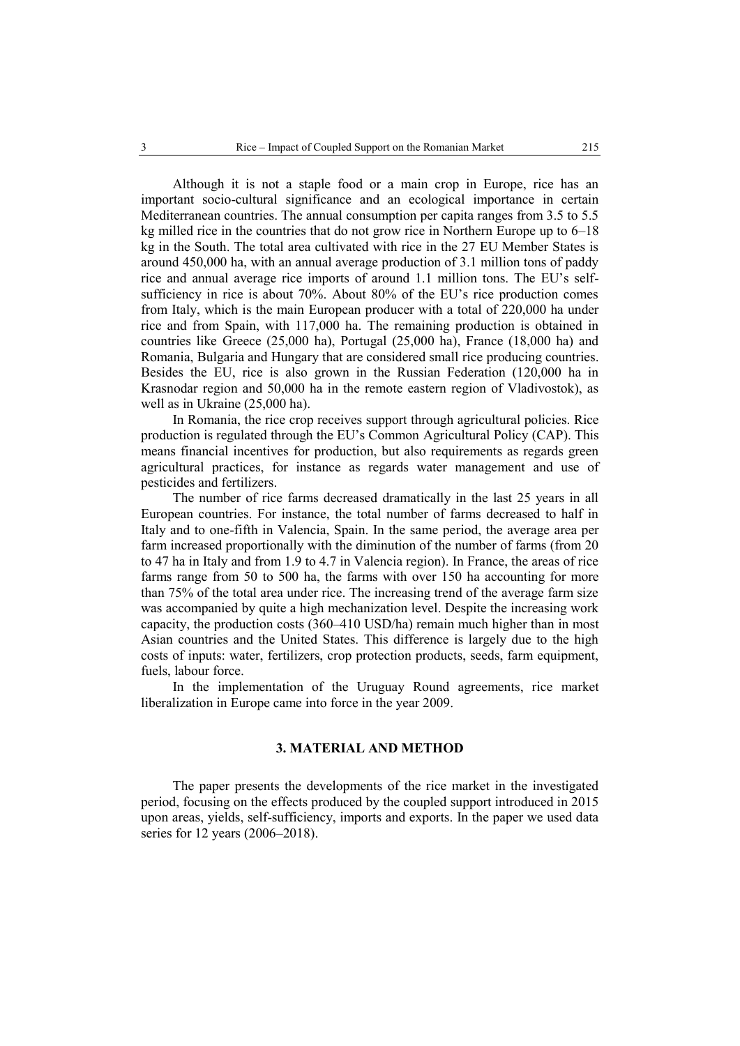Although it is not a staple food or a main crop in Europe, rice has an important socio-cultural significance and an ecological importance in certain Mediterranean countries. The annual consumption per capita ranges from 3.5 to 5.5 kg milled rice in the countries that do not grow rice in Northern Europe up to 6–18 kg in the South. The total area cultivated with rice in the 27 EU Member States is around 450,000 ha, with an annual average production of 3.1 million tons of paddy rice and annual average rice imports of around 1.1 million tons. The EU's self-sufficiency in rice is about 70%. About 80% of the EU's rice production comes from Italy, which is the main European producer with a total of 220,000 ha under rice and from Spain, with 117,000 ha. The remaining production is obtained in countries like Greece (25,000 ha), Portugal (25,000 ha), France (18,000 ha) and Romania, Bulgaria and Hungary that are considered small rice producing countries. Besides the EU, rice is also grown in the Russian Federation (120,000 ha in Krasnodar region and 50,000 ha in the remote eastern region of Vladivostok), as well as in Ukraine (25,000 ha).

In Romania, the rice crop receives support through agricultural policies. Rice production is regulated through the EU's Common Agricultural Policy (CAP). This means financial incentives for production, but also requirements as regards green agricultural practices, for instance as regards water management and use of pesticides and fertilizers.

The number of rice farms decreased dramatically in the last 25 years in all European countries. For instance, the total number of farms decreased to half in Italy and to one-fifth in Valencia, Spain. In the same period, the average area per farm increased proportionally with the diminution of the number of farms (from 20 to 47 ha in Italy and from 1.9 to 4.7 in Valencia region). In France, the areas of rice farms range from 50 to 500 ha, the farms with over 150 ha accounting for more than 75% of the total area under rice. The increasing trend of the average farm size was accompanied by quite a high mechanization level. Despite the increasing work capacity, the production costs (360–410 USD/ha) remain much higher than in most Asian countries and the United States. This difference is largely due to the high costs of inputs: water, fertilizers, crop protection products, seeds, farm equipment, fuels, labour force.

In the implementation of the Uruguay Round agreements, rice market liberalization in Europe came into force in the year 2009.

## 3. MATERIAL AND METHOD

The paper presents the developments of the rice market in the investigated period, focusing on the effects produced by the coupled support introduced in 2015 upon areas, yields, self-sufficiency, imports and exports. In the paper we used data series for 12 years (2006–2018).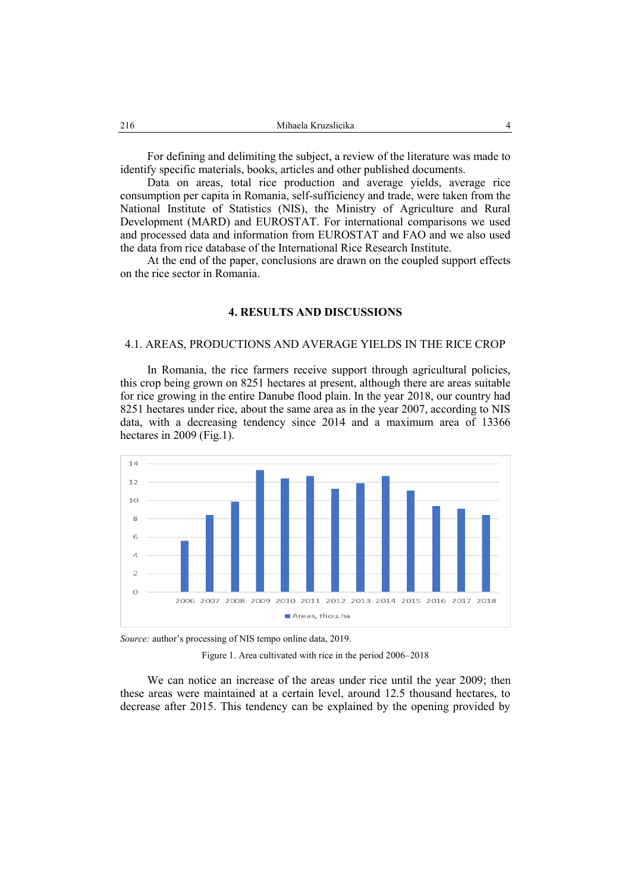For defining and delimiting the subject, a review of the literature was made to identify specific materials, books, articles and other published documents.

Data on areas, total rice production and average yields, average rice consumption per capita in Romania, self-sufficiency and trade, were taken from the National Institute of Statistics (NIS), the Ministry of Agriculture and Rural Development (MARD) and EUROSTAT. For international comparisons we used and processed data and information from EUROSTAT and FAO and we also used the data from rice database of the International Rice Research Institute.

At the end of the paper, conclusions are drawn on the coupled support effects on the rice sector in Romania.

## 4. RESULTS AND DISCUSSIONS

### 4.1. AREAS, PRODUCTIONS AND AVERAGE YIELDS IN THE RICE CROP

In Romania, the rice farmers receive support through agricultural policies, this crop being grown on 8251 hectares at present, although there are areas suitable for rice growing in the entire Danube flood plain. In the year 2018, our country had 8251 hectares under rice, about the same area as in the year 2007, according to NIS data, with a decreasing tendency since 2014 and a maximum area of 13366 hectares in 2009 (Fig.1).

*Source:* author's processing of NIS tempo online data, 2019.

Figure 1. Area cultivated with rice in the period 2006–2018

We can notice an increase of the areas under rice until the year 2009; then these areas were maintained at a certain level, around 12.5 thousand hectares, to decrease after 2015. This tendency can be explained by the opening provided by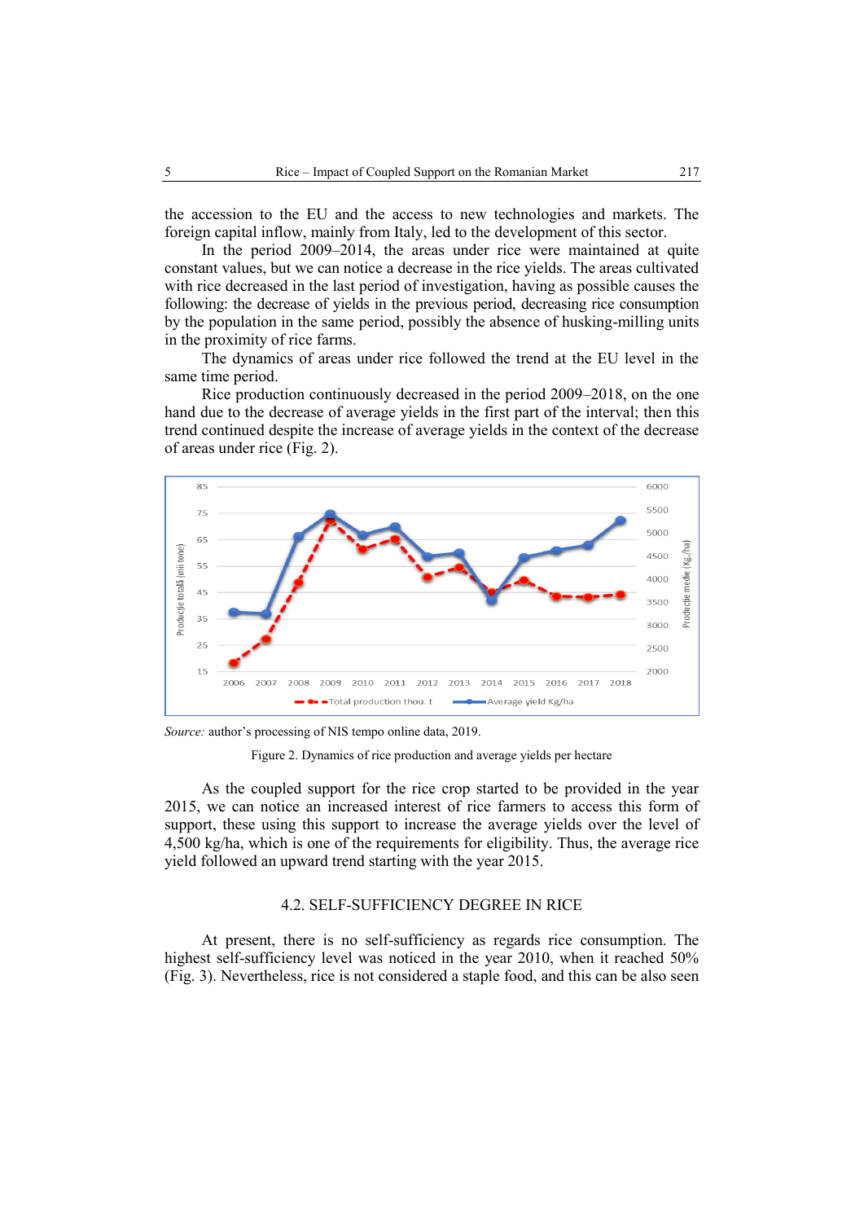the accession to the EU and the access to new technologies and markets. The foreign capital inflow, mainly from Italy, led to the development of this sector.

In the period 2009–2014, the areas under rice were maintained at quite constant values, but we can notice a decrease in the rice yields. The areas cultivated with rice decreased in the last period of investigation, having as possible causes the following: the decrease of yields in the previous period, decreasing rice consumption by the population in the same period, possibly the absence of husking-milling units in the proximity of rice farms.

The dynamics of areas under rice followed the trend at the EU level in the same time period.

Rice production continuously decreased in the period 2009–2018, on the one hand due to the decrease of average yields in the first part of the interval; then this trend continued despite the increase of average yields in the context of the decrease of areas under rice (Fig. 2).

*Source:* author's processing of NIS tempo online data, 2019.

Figure 2. Dynamics of rice production and average yields per hectare

As the coupled support for the rice crop started to be provided in the year 2015, we can notice an increased interest of rice farmers to access this form of support, these using this support to increase the average yields over the level of 4,500 kg/ha, which is one of the requirements for eligibility. Thus, the average rice yield followed an upward trend starting with the year 2015.

### 4.2. SELF-SUFFICIENCY DEGREE IN RICE

At present, there is no self-sufficiency as regards rice consumption. The highest self-sufficiency level was noticed in the year 2010, when it reached 50% (Fig. 3). Nevertheless, rice is not considered a staple food, and this can be also seen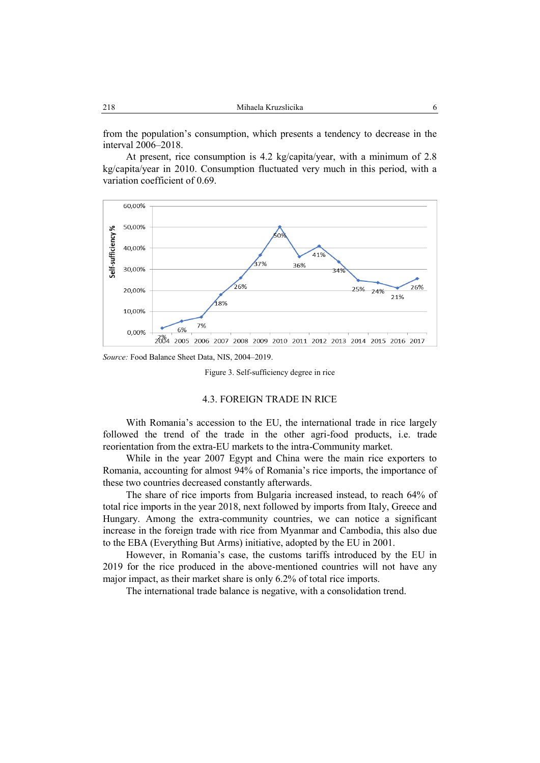from the population's consumption, which presents a tendency to decrease in the interval 2006–2018.

At present, rice consumption is 4.2 kg/capita/year, with a minimum of 2.8 kg/capita/year in 2010. Consumption fluctuated very much in this period, with a variation coefficient of 0.69.

*Source:* Food Balance Sheet Data, NIS, 2004–2019.

Figure 3. Self-sufficiency degree in rice

### 4.3. FOREIGN TRADE IN RICE

With Romania's accession to the EU, the international trade in rice largely followed the trend of the trade in the other agri-food products, i.e. trade reorientation from the extra-EU markets to the intra-Community market.

While in the year 2007 Egypt and China were the main rice exporters to Romania, accounting for almost 94% of Romania's rice imports, the importance of these two countries decreased constantly afterwards.

The share of rice imports from Bulgaria increased instead, to reach 64% of total rice imports in the year 2018, next followed by imports from Italy, Greece and Hungary. Among the extra-community countries, we can notice a significant increase in the foreign trade with rice from Myanmar and Cambodia, this also due to the EBA (Everything But Arms) initiative, adopted by the EU in 2001.

However, in Romania's case, the customs tariffs introduced by the EU in 2019 for the rice produced in the above-mentioned countries will not have any major impact, as their market share is only 6.2% of total rice imports.

The international trade balance is negative, with a consolidation trend.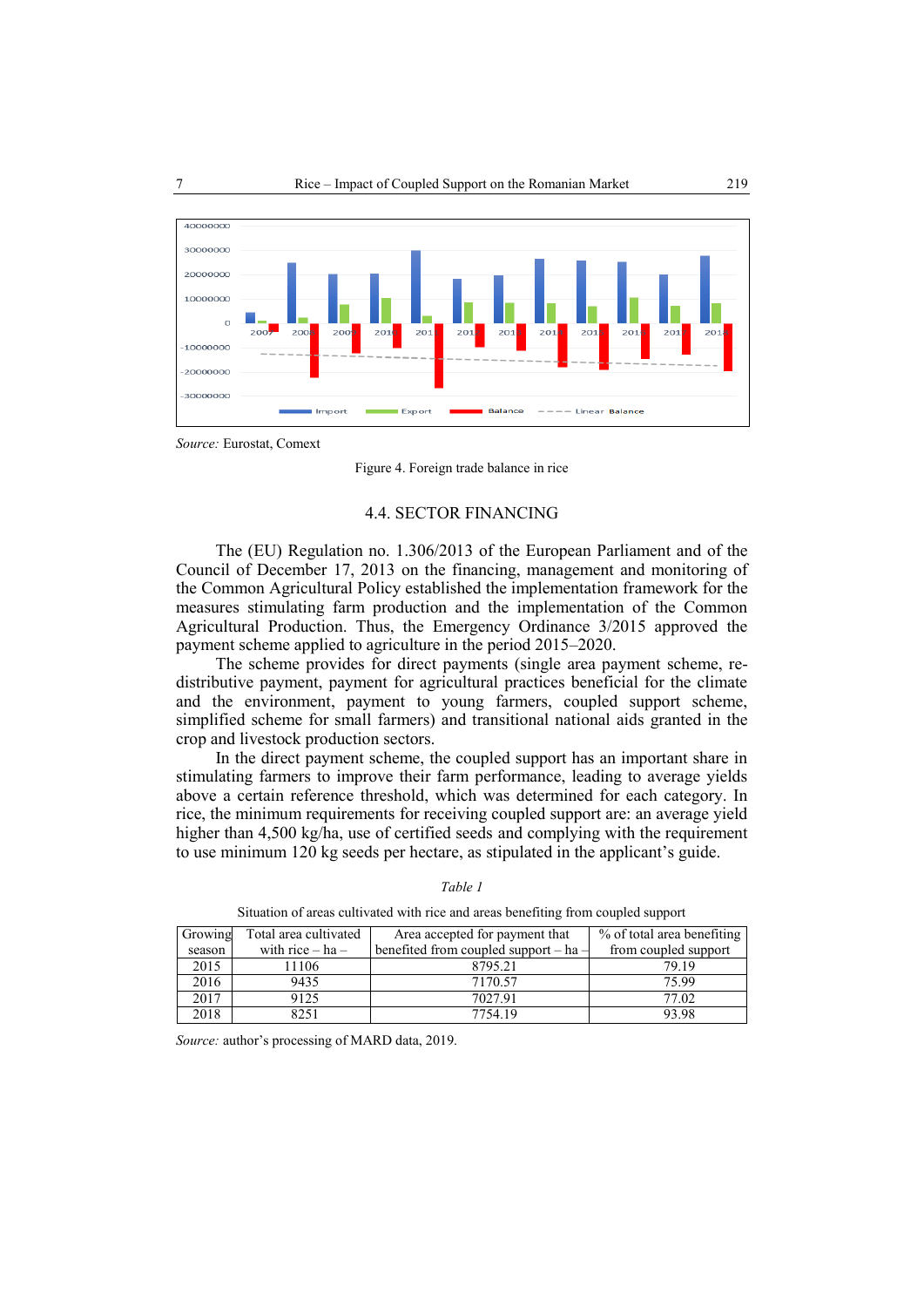*Source:* Eurostat, Comext

Figure 4. Foreign trade balance in rice

## 4.4. SECTOR FINANCING

The (EU) Regulation no. 1.306/2013 of the European Parliament and of the Council of December 17, 2013 on the financing, management and monitoring of the Common Agricultural Policy established the implementation framework for the measures stimulating farm production and the implementation of the Common Agricultural Production. Thus, the Emergency Ordinance 3/2015 approved the payment scheme applied to agriculture in the period 2015–2020.

The scheme provides for direct payments (single area payment scheme, re-distributive payment, payment for agricultural practices beneficial for the climate and the environment, payment to young farmers, coupled support scheme, simplified scheme for small farmers) and transitional national aids granted in the crop and livestock production sectors.

In the direct payment scheme, the coupled support has an important share in stimulating farmers to improve their farm performance, leading to average yields above a certain reference threshold, which was determined for each category. In rice, the minimum requirements for receiving coupled support are: an average yield higher than 4,500 kg/ha, use of certified seeds and complying with the requirement to use minimum 120 kg seeds per hectare, as stipulated in the applicant's guide.

*Table 1*

Situation of areas cultivated with rice and areas benefiting from coupled support

| Growing season | Total area cultivated with rice – ha – | Area accepted for payment that benefited from coupled support – ha – | % of total area benefiting from coupled support |
|---|---|---|---|
| 2015 | 11106 | 8795.21 | 79.19 |
| 2016 | 9435 | 7170.57 | 75.99 |
| 2017 | 9125 | 7027.91 | 77.02 |
| 2018 | 8251 | 7754.19 | 93.98 |

*Source:* author's processing of MARD data, 2019.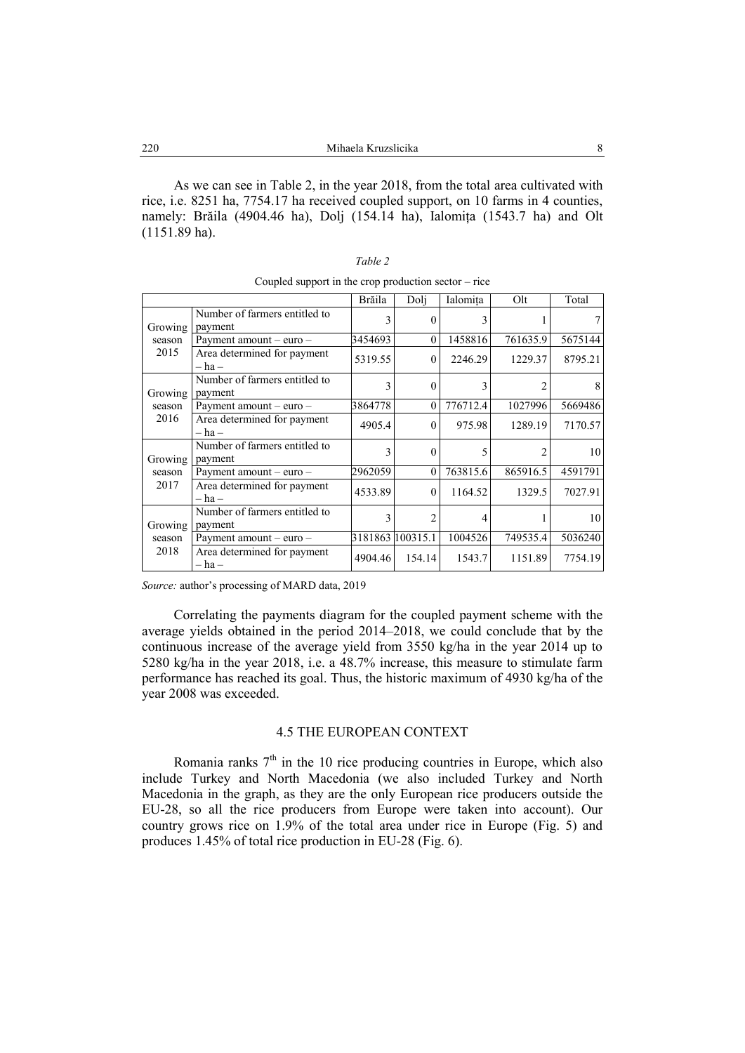As we can see in Table 2, in the year 2018, from the total area cultivated with rice, i.e. 8251 ha, 7754.17 ha received coupled support, on 10 farms in 4 counties, namely: Brăila (4904.46 ha), Dolj (154.14 ha), Ialomița (1543.7 ha) and Olt (1151.89 ha).

*Table 2*

Coupled support in the crop production sector – rice

| | | Brăila | Dolj | Ialomița | Olt | Total |
|---|---|---|---|---|---|---|
| Growing season 2015 | Number of farmers entitled to payment | 3 | 0 | 3 | 1 | 7 |
| | Payment amount – euro – | 3454693 | 0 | 1458816 | 761635.9 | 5675144 |
| | Area determined for payment – ha – | 5319.55 | 0 | 2246.29 | 1229.37 | 8795.21 |
| Growing season 2016 | Number of farmers entitled to payment | 3 | 0 | 3 | 2 | 8 |
| | Payment amount – euro – | 3864778 | 0 | 776712.4 | 1027996 | 5669486 |
| | Area determined for payment – ha – | 4905.4 | 0 | 975.98 | 1289.19 | 7170.57 |
| Growing season 2017 | Number of farmers entitled to payment | 3 | 0 | 5 | 2 | 10 |
| | Payment amount – euro – | 2962059 | 0 | 763815.6 | 865916.5 | 4591791 |
| | Area determined for payment – ha – | 4533.89 | 0 | 1164.52 | 1329.5 | 7027.91 |
| Growing season 2018 | Number of farmers entitled to payment | 3 | 2 | 4 | 1 | 10 |
| | Payment amount – euro – | 3181863 | 100315.1 | 1004526 | 749535.4 | 5036240 |
| | Area determined for payment – ha – | 4904.46 | 154.14 | 1543.7 | 1151.89 | 7754.19 |

*Source:* author's processing of MARD data, 2019

Correlating the payments diagram for the coupled payment scheme with the average yields obtained in the period 2014–2018, we could conclude that by the continuous increase of the average yield from 3550 kg/ha in the year 2014 up to 5280 kg/ha in the year 2018, i.e. a 48.7% increase, this measure to stimulate farm performance has reached its goal. Thus, the historic maximum of 4930 kg/ha of the year 2008 was exceeded.

## 4.5 THE EUROPEAN CONTEXT

Romania ranks 7[th] in the 10 rice producing countries in Europe, which also include Turkey and North Macedonia (we also included Turkey and North Macedonia in the graph, as they are the only European rice producers outside the EU-28, so all the rice producers from Europe were taken into account). Our country grows rice on 1.9% of the total area under rice in Europe (Fig. 5) and produces 1.45% of total rice production in EU-28 (Fig. 6).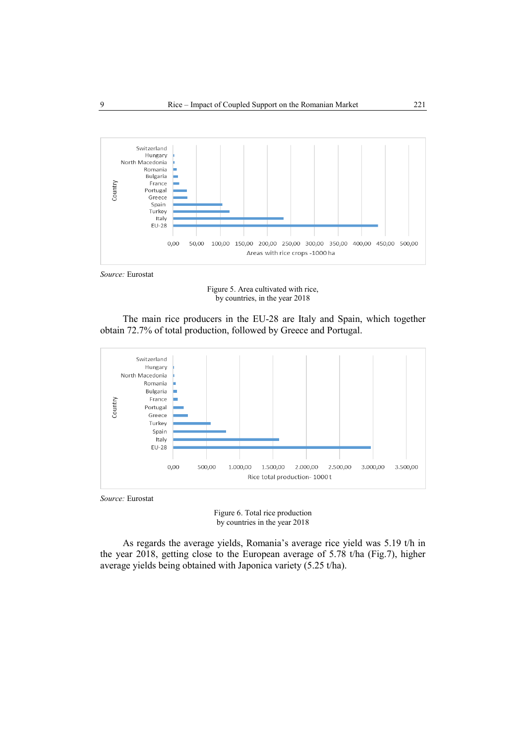Source: Eurostat

Figure 5. Area cultivated with rice,
by countries, in the year 2018

The main rice producers in the EU-28 are Italy and Spain, which together obtain 72.7% of total production, followed by Greece and Portugal.

Source: Eurostat

Figure 6. Total rice production
by countries in the year 2018

As regards the average yields, Romania's average rice yield was 5.19 t/h in the year 2018, getting close to the European average of 5.78 t/ha (Fig.7), higher average yields being obtained with Japonica variety (5.25 t/ha).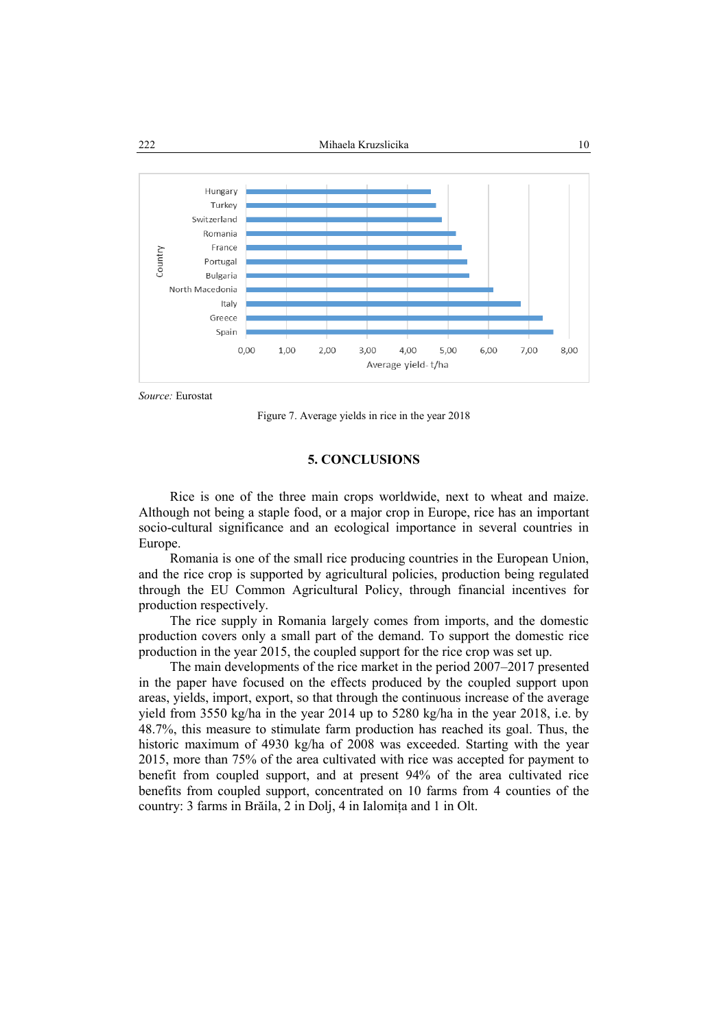*Source:* Eurostat

Figure 7. Average yields in rice in the year 2018

## 5. CONCLUSIONS

Rice is one of the three main crops worldwide, next to wheat and maize. Although not being a staple food, or a major crop in Europe, rice has an important socio-cultural significance and an ecological importance in several countries in Europe.

Romania is one of the small rice producing countries in the European Union, and the rice crop is supported by agricultural policies, production being regulated through the EU Common Agricultural Policy, through financial incentives for production respectively.

The rice supply in Romania largely comes from imports, and the domestic production covers only a small part of the demand. To support the domestic rice production in the year 2015, the coupled support for the rice crop was set up.

The main developments of the rice market in the period 2007–2017 presented in the paper have focused on the effects produced by the coupled support upon areas, yields, import, export, so that through the continuous increase of the average yield from 3550 kg/ha in the year 2014 up to 5280 kg/ha in the year 2018, i.e. by 48.7%, this measure to stimulate farm production has reached its goal. Thus, the historic maximum of 4930 kg/ha of 2008 was exceeded. Starting with the year 2015, more than 75% of the area cultivated with rice was accepted for payment to benefit from coupled support, and at present 94% of the area cultivated rice benefits from coupled support, concentrated on 10 farms from 4 counties of the country: 3 farms in Brăila, 2 in Dolj, 4 in Ialomița and 1 in Olt.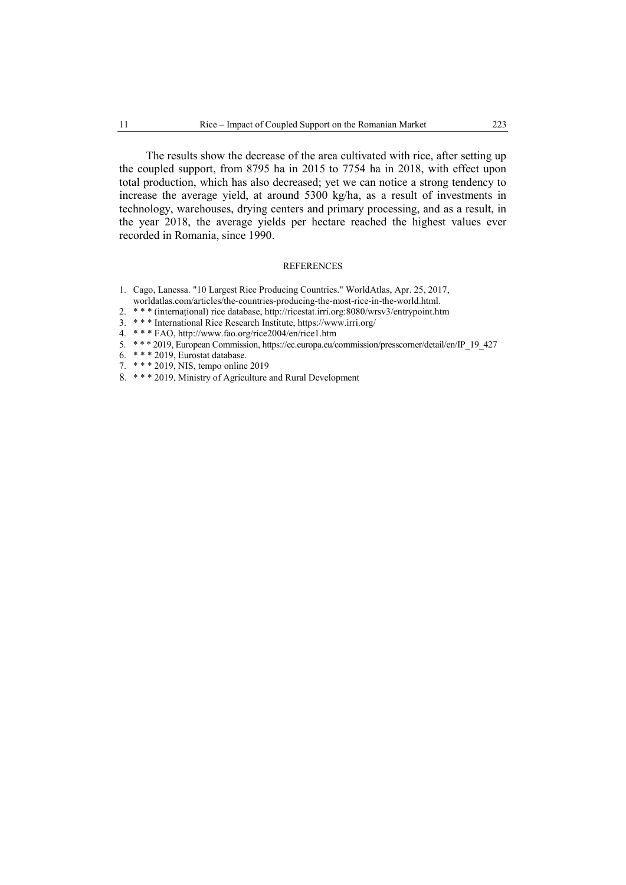The results show the decrease of the area cultivated with rice, after setting up the coupled support, from 8795 ha in 2015 to 7754 ha in 2018, with effect upon total production, which has also decreased; yet we can notice a strong tendency to increase the average yield, at around 5300 kg/ha, as a result of investments in technology, warehouses, drying centers and primary processing, and as a result, in the year 2018, the average yields per hectare reached the highest values ever recorded in Romania, since 1990.

## REFERENCES

1. Cago, Lanessa. "10 Largest Rice Producing Countries." WorldAtlas, Apr. 25, 2017, worldatlas.com/articles/the-countries-producing-the-most-rice-in-the-world.html.
2. * * * (internațional) rice database, http://ricestat.irri.org:8080/wrsv3/entrypoint.htm
3. * * * International Rice Research Institute, https://www.irri.org/
4. * * * FAO, http://www.fao.org/rice2004/en/rice1.htm
5. * * * 2019, European Commission, https://ec.europa.eu/commission/presscorner/detail/en/IP_19_427
6. * * * 2019, Eurostat database.
7. * * * 2019, NIS, tempo online 2019
8. * * * 2019, Ministry of Agriculture and Rural Development